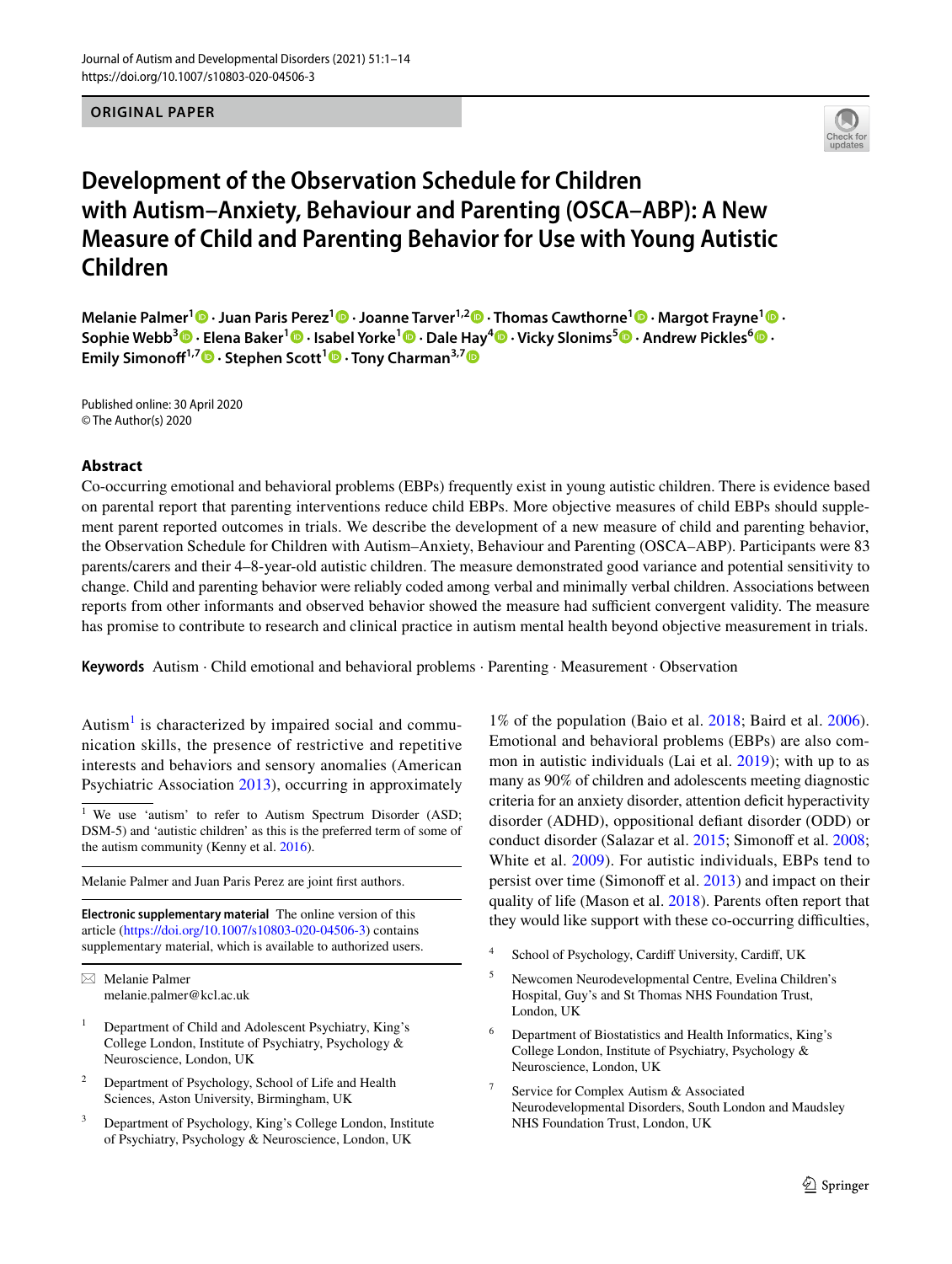ORIGINAL PAPER

# Development of the Observation Schedule for Children with Autism–Anxiety, Behaviour and Parenting (OSCA–ABP): A New Measure of Child and Parenting Behavior for Use with Young Autistic Children

**Melanie Palmer[1] · Juan Paris Perez[1] · Joanne Tarver[1,2] · Thomas Cawthorne[1] · Margot Frayne[1] · Sophie Webb[3] · Elena Baker[1] · Isabel Yorke[1] · Dale Hay[4] · Vicky Slonims[5] · Andrew Pickles[6] · Emily Simonoff[1,7] · Stephen Scott[1] · Tony Charman[3,7]**

Published online: 30 April 2020
© The Author(s) 2020

## Abstract

Co-occurring emotional and behavioral problems (EBPs) frequently exist in young autistic children. There is evidence based on parental report that parenting interventions reduce child EBPs. More objective measures of child EBPs should supplement parent reported outcomes in trials. We describe the development of a new measure of child and parenting behavior, the Observation Schedule for Children with Autism–Anxiety, Behaviour and Parenting (OSCA–ABP). Participants were 83 parents/carers and their 4–8-year-old autistic children. The measure demonstrated good variance and potential sensitivity to change. Child and parenting behavior were reliably coded among verbal and minimally verbal children. Associations between reports from other informants and observed behavior showed the measure had sufficient convergent validity. The measure has promise to contribute to research and clinical practice in autism mental health beyond objective measurement in trials.

**Keywords** Autism · Child emotional and behavioral problems · Parenting · Measurement · Observation

Autism[1] is characterized by impaired social and communication skills, the presence of restrictive and repetitive interests and behaviors and sensory anomalies (American Psychiatric Association 2013), occurring in approximately 1% of the population (Baio et al. 2018; Baird et al. 2006). Emotional and behavioral problems (EBPs) are also common in autistic individuals (Lai et al. 2019); with up to as many as 90% of children and adolescents meeting diagnostic criteria for an anxiety disorder, attention deficit hyperactivity disorder (ADHD), oppositional defiant disorder (ODD) or conduct disorder (Salazar et al. 2015; Simonoff et al. 2008; White et al. 2009). For autistic individuals, EBPs tend to persist over time (Simonoff et al. 2013) and impact on their quality of life (Mason et al. 2018). Parents often report that they would like support with these co-occurring difficulties,

[1] We use 'autism' to refer to Autism Spectrum Disorder (ASD; DSM-5) and 'autistic children' as this is the preferred term of some of the autism community (Kenny et al. 2016).

Melanie Palmer and Juan Paris Perez are joint first authors.

**Electronic supplementary material** The online version of this article (https://doi.org/10.1007/s10803-020-04506-3) contains supplementary material, which is available to authorized users.

✉ Melanie Palmer
melanie.palmer@kcl.ac.uk

[1] Department of Child and Adolescent Psychiatry, King's College London, Institute of Psychiatry, Psychology & Neuroscience, London, UK

[2] Department of Psychology, School of Life and Health Sciences, Aston University, Birmingham, UK

[3] Department of Psychology, King's College London, Institute of Psychiatry, Psychology & Neuroscience, London, UK

[4] School of Psychology, Cardiff University, Cardiff, UK

[5] Newcomen Neurodevelopmental Centre, Evelina Children's Hospital, Guy's and St Thomas NHS Foundation Trust, London, UK

[6] Department of Biostatistics and Health Informatics, King's College London, Institute of Psychiatry, Psychology & Neuroscience, London, UK

[7] Service for Complex Autism & Associated Neurodevelopmental Disorders, South London and Maudsley NHS Foundation Trust, London, UK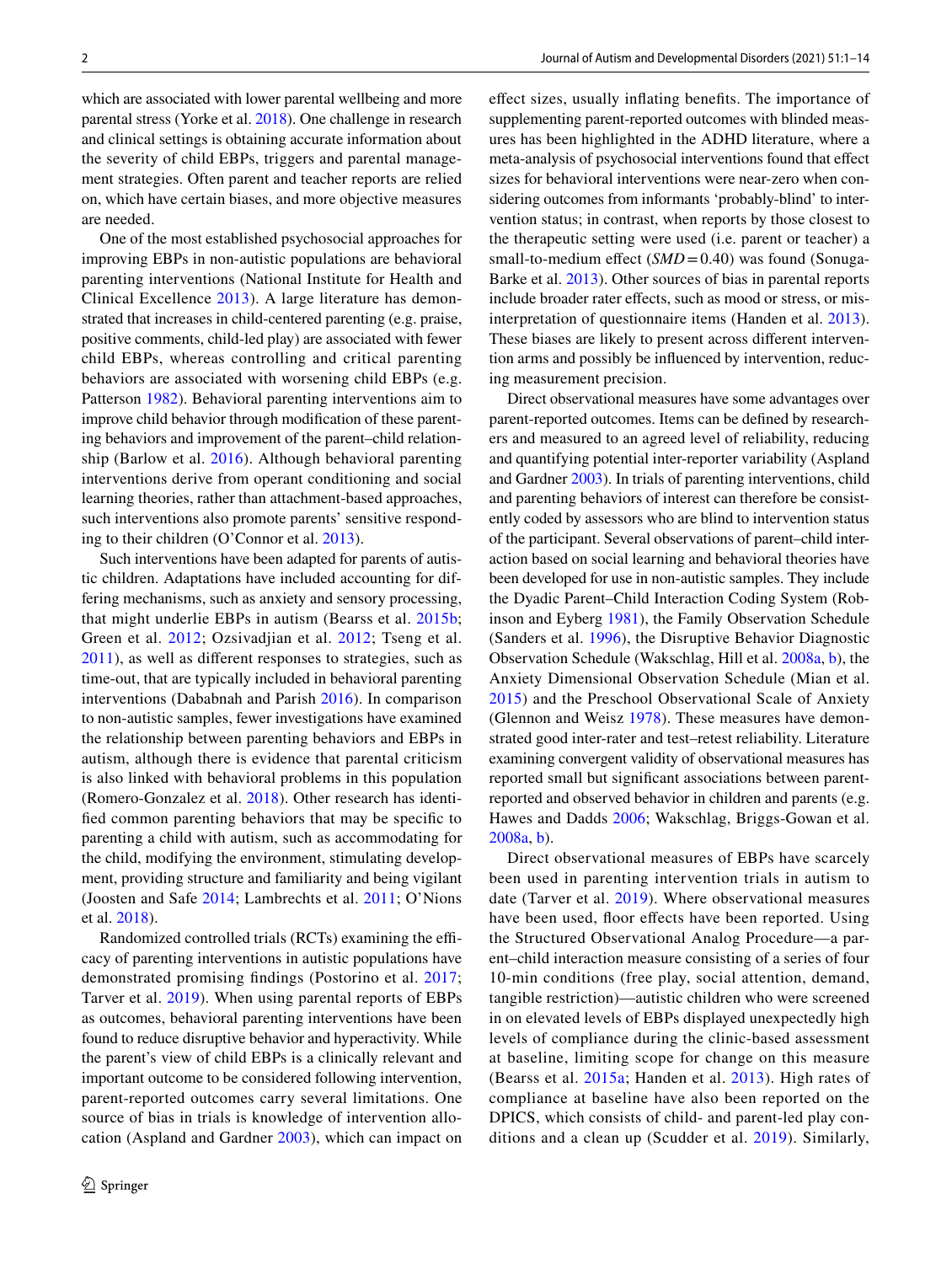which are associated with lower parental wellbeing and more parental stress (Yorke et al. 2018). One challenge in research and clinical settings is obtaining accurate information about the severity of child EBPs, triggers and parental management strategies. Often parent and teacher reports are relied on, which have certain biases, and more objective measures are needed.

One of the most established psychosocial approaches for improving EBPs in non-autistic populations are behavioral parenting interventions (National Institute for Health and Clinical Excellence 2013). A large literature has demonstrated that increases in child-centered parenting (e.g. praise, positive comments, child-led play) are associated with fewer child EBPs, whereas controlling and critical parenting behaviors are associated with worsening child EBPs (e.g. Patterson 1982). Behavioral parenting interventions aim to improve child behavior through modification of these parenting behaviors and improvement of the parent–child relationship (Barlow et al. 2016). Although behavioral parenting interventions derive from operant conditioning and social learning theories, rather than attachment-based approaches, such interventions also promote parents' sensitive responding to their children (O'Connor et al. 2013).

Such interventions have been adapted for parents of autistic children. Adaptations have included accounting for differing mechanisms, such as anxiety and sensory processing, that might underlie EBPs in autism (Bearss et al. 2015b; Green et al. 2012; Ozsivadjian et al. 2012; Tseng et al. 2011), as well as different responses to strategies, such as time-out, that are typically included in behavioral parenting interventions (Dababnah and Parish 2016). In comparison to non-autistic samples, fewer investigations have examined the relationship between parenting behaviors and EBPs in autism, although there is evidence that parental criticism is also linked with behavioral problems in this population (Romero-Gonzalez et al. 2018). Other research has identified common parenting behaviors that may be specific to parenting a child with autism, such as accommodating for the child, modifying the environment, stimulating development, providing structure and familiarity and being vigilant (Joosten and Safe 2014; Lambrechts et al. 2011; O'Nions et al. 2018).

Randomized controlled trials (RCTs) examining the efficacy of parenting interventions in autistic populations have demonstrated promising findings (Postorino et al. 2017; Tarver et al. 2019). When using parental reports of EBPs as outcomes, behavioral parenting interventions have been found to reduce disruptive behavior and hyperactivity. While the parent's view of child EBPs is a clinically relevant and important outcome to be considered following intervention, parent-reported outcomes carry several limitations. One source of bias in trials is knowledge of intervention allocation (Aspland and Gardner 2003), which can impact on effect sizes, usually inflating benefits. The importance of supplementing parent-reported outcomes with blinded measures has been highlighted in the ADHD literature, where a meta-analysis of psychosocial interventions found that effect sizes for behavioral interventions were near-zero when considering outcomes from informants 'probably-blind' to intervention status; in contrast, when reports by those closest to the therapeutic setting were used (i.e. parent or teacher) a small-to-medium effect ($SMD = 0.40$) was found (Sonuga-Barke et al. 2013). Other sources of bias in parental reports include broader rater effects, such as mood or stress, or misinterpretation of questionnaire items (Handen et al. 2013). These biases are likely to present across different intervention arms and possibly be influenced by intervention, reducing measurement precision.

Direct observational measures have some advantages over parent-reported outcomes. Items can be defined by researchers and measured to an agreed level of reliability, reducing and quantifying potential inter-reporter variability (Aspland and Gardner 2003). In trials of parenting interventions, child and parenting behaviors of interest can therefore be consistently coded by assessors who are blind to intervention status of the participant. Several observations of parent–child interaction based on social learning and behavioral theories have been developed for use in non-autistic samples. They include the Dyadic Parent–Child Interaction Coding System (Robinson and Eyberg 1981), the Family Observation Schedule (Sanders et al. 1996), the Disruptive Behavior Diagnostic Observation Schedule (Wakschlag, Hill et al. 2008a, b), the Anxiety Dimensional Observation Schedule (Mian et al. 2015) and the Preschool Observational Scale of Anxiety (Glennon and Weisz 1978). These measures have demonstrated good inter-rater and test–retest reliability. Literature examining convergent validity of observational measures has reported small but significant associations between parent-reported and observed behavior in children and parents (e.g. Hawes and Dadds 2006; Wakschlag, Briggs-Gowan et al. 2008a, b).

Direct observational measures of EBPs have scarcely been used in parenting intervention trials in autism to date (Tarver et al. 2019). Where observational measures have been used, floor effects have been reported. Using the Structured Observational Analog Procedure—a parent–child interaction measure consisting of a series of four 10-min conditions (free play, social attention, demand, tangible restriction)—autistic children who were screened in on elevated levels of EBPs displayed unexpectedly high levels of compliance during the clinic-based assessment at baseline, limiting scope for change on this measure (Bearss et al. 2015a; Handen et al. 2013). High rates of compliance at baseline have also been reported on the DPICS, which consists of child- and parent-led play conditions and a clean up (Scudder et al. 2019). Similarly,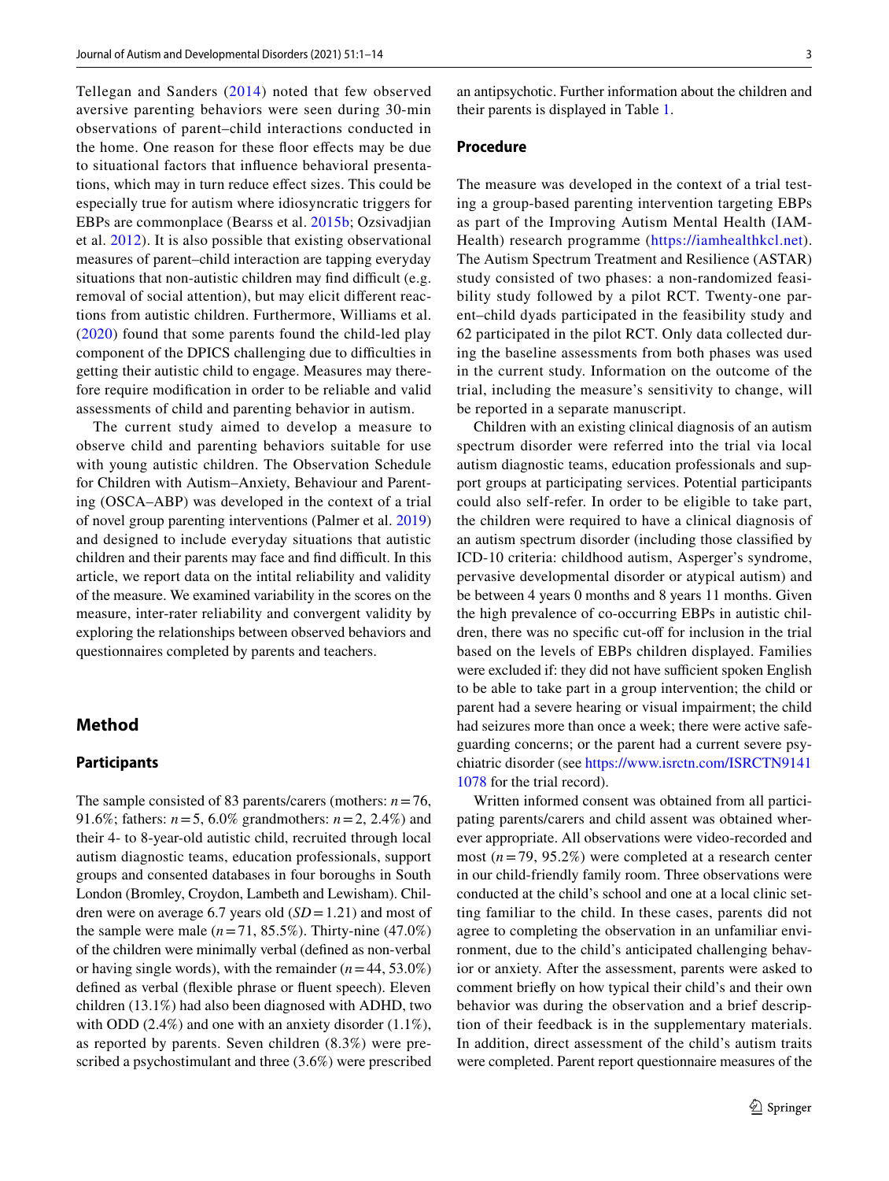Tellegan and Sanders (2014) noted that few observed aversive parenting behaviors were seen during 30-min observations of parent–child interactions conducted in the home. One reason for these floor effects may be due to situational factors that influence behavioral presentations, which may in turn reduce effect sizes. This could be especially true for autism where idiosyncratic triggers for EBPs are commonplace (Bearss et al. 2015b; Ozsivadjian et al. 2012). It is also possible that existing observational measures of parent–child interaction are tapping everyday situations that non-autistic children may find difficult (e.g. removal of social attention), but may elicit different reactions from autistic children. Furthermore, Williams et al. (2020) found that some parents found the child-led play component of the DPICS challenging due to difficulties in getting their autistic child to engage. Measures may therefore require modification in order to be reliable and valid assessments of child and parenting behavior in autism.

The current study aimed to develop a measure to observe child and parenting behaviors suitable for use with young autistic children. The Observation Schedule for Children with Autism–Anxiety, Behaviour and Parenting (OSCA–ABP) was developed in the context of a trial of novel group parenting interventions (Palmer et al. 2019) and designed to include everyday situations that autistic children and their parents may face and find difficult. In this article, we report data on the intital reliability and validity of the measure. We examined variability in the scores on the measure, inter-rater reliability and convergent validity by exploring the relationships between observed behaviors and questionnaires completed by parents and teachers.

## Method

### Participants

The sample consisted of 83 parents/carers (mothers: $n = 76$, 91.6%; fathers: $n = 5$, 6.0% grandmothers: $n = 2$, 2.4%) and their 4- to 8-year-old autistic child, recruited through local autism diagnostic teams, education professionals, support groups and consented databases in four boroughs in South London (Bromley, Croydon, Lambeth and Lewisham). Children were on average 6.7 years old ($SD = 1.21$) and most of the sample were male ($n = 71$, 85.5%). Thirty-nine (47.0%) of the children were minimally verbal (defined as non-verbal or having single words), with the remainder ($n = 44$, 53.0%) defined as verbal (flexible phrase or fluent speech). Eleven children (13.1%) had also been diagnosed with ADHD, two with ODD (2.4%) and one with an anxiety disorder (1.1%), as reported by parents. Seven children (8.3%) were prescribed a psychostimulant and three (3.6%) were prescribed an antipsychotic. Further information about the children and their parents is displayed in Table 1.

### Procedure

The measure was developed in the context of a trial testing a group-based parenting intervention targeting EBPs as part of the Improving Autism Mental Health (IAM-Health) research programme (https://iamhealthkcl.net). The Autism Spectrum Treatment and Resilience (ASTAR) study consisted of two phases: a non-randomized feasibility study followed by a pilot RCT. Twenty-one parent–child dyads participated in the feasibility study and 62 participated in the pilot RCT. Only data collected during the baseline assessments from both phases was used in the current study. Information on the outcome of the trial, including the measure's sensitivity to change, will be reported in a separate manuscript.

Children with an existing clinical diagnosis of an autism spectrum disorder were referred into the trial via local autism diagnostic teams, education professionals and support groups at participating services. Potential participants could also self-refer. In order to be eligible to take part, the children were required to have a clinical diagnosis of an autism spectrum disorder (including those classified by ICD-10 criteria: childhood autism, Asperger's syndrome, pervasive developmental disorder or atypical autism) and be between 4 years 0 months and 8 years 11 months. Given the high prevalence of co-occurring EBPs in autistic children, there was no specific cut-off for inclusion in the trial based on the levels of EBPs children displayed. Families were excluded if: they did not have sufficient spoken English to be able to take part in a group intervention; the child or parent had a severe hearing or visual impairment; the child had seizures more than once a week; there were active safeguarding concerns; or the parent had a current severe psychiatric disorder (see https://www.isrctn.com/ISRCTN91411078 for the trial record).

Written informed consent was obtained from all participating parents/carers and child assent was obtained wherever appropriate. All observations were video-recorded and most ($n = 79$, 95.2%) were completed at a research center in our child-friendly family room. Three observations were conducted at the child's school and one at a local clinic setting familiar to the child. In these cases, parents did not agree to completing the observation in an unfamiliar environment, due to the child's anticipated challenging behavior or anxiety. After the assessment, parents were asked to comment briefly on how typical their child's and their own behavior was during the observation and a brief description of their feedback is in the supplementary materials. In addition, direct assessment of the child's autism traits were completed. Parent report questionnaire measures of the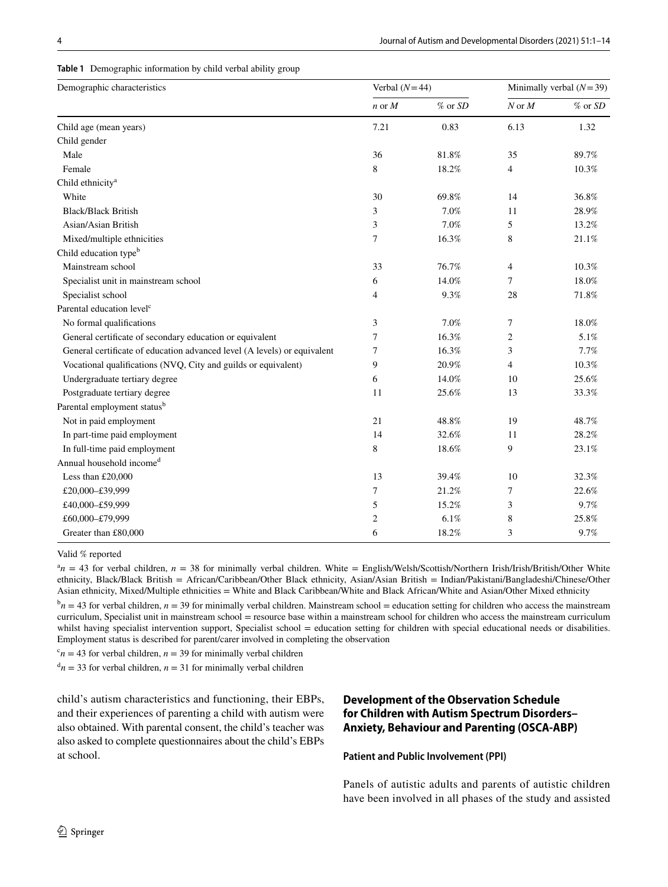**Table 1** Demographic information by child verbal ability group

| Demographic characteristics | Verbal ($N=44$) | | Minimally verbal ($N=39$) | |
|---|---|---|---|---|
| | *n* or *M* | % or *SD* | *N* or *M* | % or *SD* |
| Child age (mean years) | 7.21 | 0.83 | 6.13 | 1.32 |
| Child gender | | | | |
| Male | 36 | 81.8% | 35 | 89.7% |
| Female | 8 | 18.2% | 4 | 10.3% |
| Child ethnicity[a] | | | | |
| White | 30 | 69.8% | 14 | 36.8% |
| Black/Black British | 3 | 7.0% | 11 | 28.9% |
| Asian/Asian British | 3 | 7.0% | 5 | 13.2% |
| Mixed/multiple ethnicities | 7 | 16.3% | 8 | 21.1% |
| Child education type[b] | | | | |
| Mainstream school | 33 | 76.7% | 4 | 10.3% |
| Specialist unit in mainstream school | 6 | 14.0% | 7 | 18.0% |
| Specialist school | 4 | 9.3% | 28 | 71.8% |
| Parental education level[c] | | | | |
| No formal qualifications | 3 | 7.0% | 7 | 18.0% |
| General certificate of secondary education or equivalent | 7 | 16.3% | 2 | 5.1% |
| General certificate of education advanced level (A levels) or equivalent | 7 | 16.3% | 3 | 7.7% |
| Vocational qualifications (NVQ, City and guilds or equivalent) | 9 | 20.9% | 4 | 10.3% |
| Undergraduate tertiary degree | 6 | 14.0% | 10 | 25.6% |
| Postgraduate tertiary degree | 11 | 25.6% | 13 | 33.3% |
| Parental employment status[b] | | | | |
| Not in paid employment | 21 | 48.8% | 19 | 48.7% |
| In part-time paid employment | 14 | 32.6% | 11 | 28.2% |
| In full-time paid employment | 8 | 18.6% | 9 | 23.1% |
| Annual household income[d] | | | | |
| Less than £20,000 | 13 | 39.4% | 10 | 32.3% |
| £20,000–£39,999 | 7 | 21.2% | 7 | 22.6% |
| £40,000–£59,999 | 5 | 15.2% | 3 | 9.7% |
| £60,000–£79,999 | 2 | 6.1% | 8 | 25.8% |
| Greater than £80,000 | 6 | 18.2% | 3 | 9.7% |

Valid % reported

[a] $n$ = 43 for verbal children, $n$ = 38 for minimally verbal children. White = English/Welsh/Scottish/Northern Irish/Irish/British/Other White ethnicity, Black/Black British = African/Caribbean/Other Black ethnicity, Asian/Asian British = Indian/Pakistani/Bangladeshi/Chinese/Other Asian ethnicity, Mixed/Multiple ethnicities = White and Black Caribbean/White and Black African/White and Asian/Other Mixed ethnicity

[b] $n$ = 43 for verbal children, $n$ = 39 for minimally verbal children. Mainstream school = education setting for children who access the mainstream curriculum, Specialist unit in mainstream school = resource base within a mainstream school for children who access the mainstream curriculum whilst having specialist intervention support, Specialist school = education setting for children with special educational needs or disabilities. Employment status is described for parent/carer involved in completing the observation

[c] $n$ = 43 for verbal children, $n$ = 39 for minimally verbal children

[d] $n$ = 33 for verbal children, $n$ = 31 for minimally verbal children

child's autism characteristics and functioning, their EBPs, and their experiences of parenting a child with autism were also obtained. With parental consent, the child's teacher was also asked to complete questionnaires about the child's EBPs at school.

## Development of the Observation Schedule for Children with Autism Spectrum Disorders–Anxiety, Behaviour and Parenting (OSCA-ABP)

### Patient and Public Involvement (PPI)

Panels of autistic adults and parents of autistic children have been involved in all phases of the study and assisted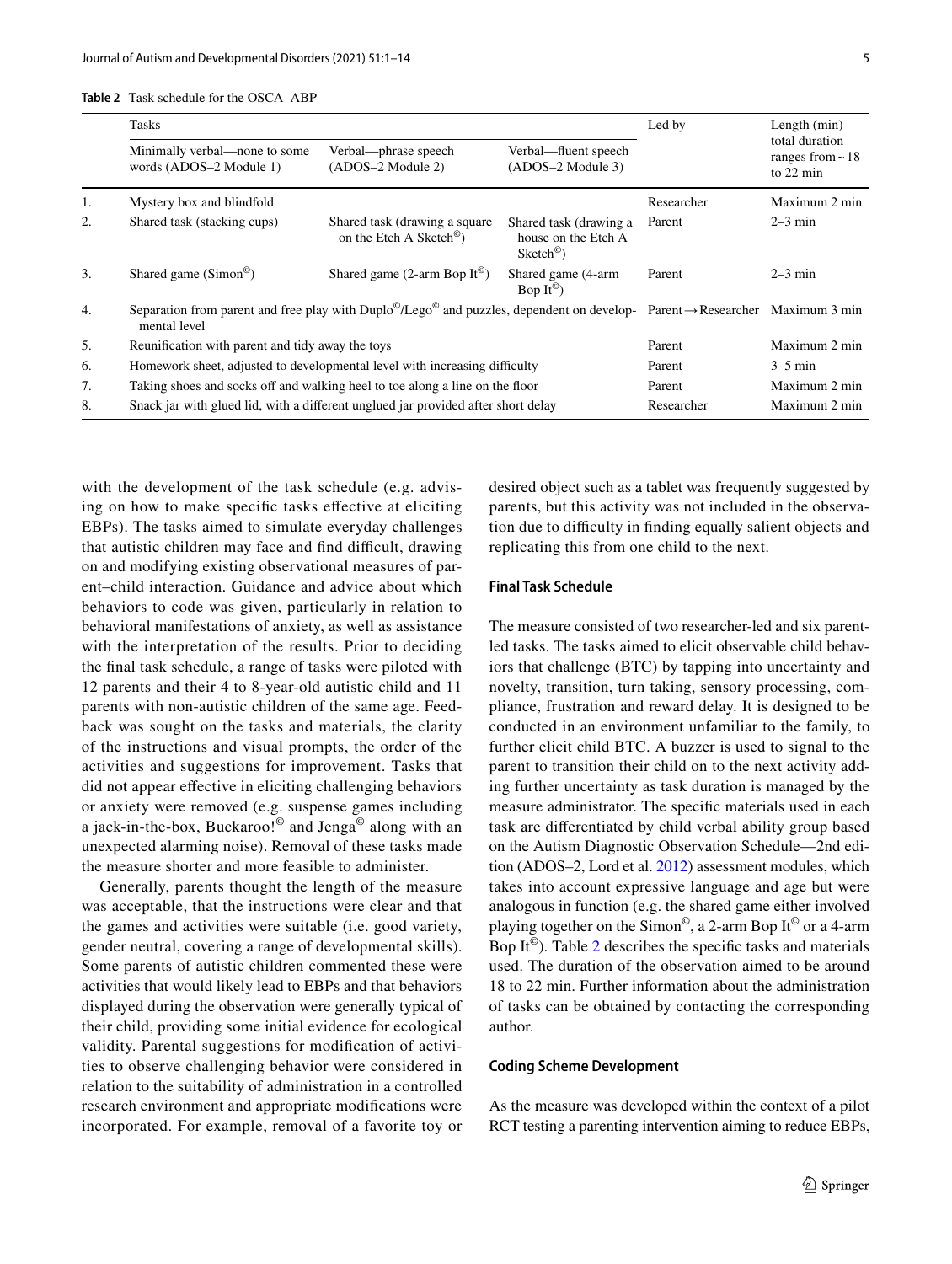**Table 2** Task schedule for the OSCA–ABP

| | Tasks | | | Led by | Length (min) total duration ranges from ~ 18 to 22 min |
|---|---|---|---|---|---|
| | Minimally verbal—none to some words (ADOS–2 Module 1) | Verbal—phrase speech (ADOS–2 Module 2) | Verbal—fluent speech (ADOS–2 Module 3) | | |
| 1. | Mystery box and blindfold | | | Researcher | Maximum 2 min |
| 2. | Shared task (stacking cups) | Shared task (drawing a square on the Etch A Sketch©) | Shared task (drawing a house on the Etch A Sketch©) | Parent | 2–3 min |
| 3. | Shared game (Simon©) | Shared game (2-arm Bop It©) | Shared game (4-arm Bop It©) | Parent | 2–3 min |
| 4. | Separation from parent and free play with Duplo©/Lego© and puzzles, dependent on developmental level | | | Parent → Researcher | Maximum 3 min |
| 5. | Reunification with parent and tidy away the toys | | | Parent | Maximum 2 min |
| 6. | Homework sheet, adjusted to developmental level with increasing difficulty | | | Parent | 3–5 min |
| 7. | Taking shoes and socks off and walking heel to toe along a line on the floor | | | Parent | Maximum 2 min |
| 8. | Snack jar with glued lid, with a different unglued jar provided after short delay | | | Researcher | Maximum 2 min |

with the development of the task schedule (e.g. advising on how to make specific tasks effective at eliciting EBPs). The tasks aimed to simulate everyday challenges that autistic children may face and find difficult, drawing on and modifying existing observational measures of parent–child interaction. Guidance and advice about which behaviors to code was given, particularly in relation to behavioral manifestations of anxiety, as well as assistance with the interpretation of the results. Prior to deciding the final task schedule, a range of tasks were piloted with 12 parents and their 4 to 8-year-old autistic child and 11 parents with non-autistic children of the same age. Feedback was sought on the tasks and materials, the clarity of the instructions and visual prompts, the order of the activities and suggestions for improvement. Tasks that did not appear effective in eliciting challenging behaviors or anxiety were removed (e.g. suspense games including a jack-in-the-box, Buckaroo!© and Jenga© along with an unexpected alarming noise). Removal of these tasks made the measure shorter and more feasible to administer.

Generally, parents thought the length of the measure was acceptable, that the instructions were clear and that the games and activities were suitable (i.e. good variety, gender neutral, covering a range of developmental skills). Some parents of autistic children commented these were activities that would likely lead to EBPs and that behaviors displayed during the observation were generally typical of their child, providing some initial evidence for ecological validity. Parental suggestions for modification of activities to observe challenging behavior were considered in relation to the suitability of administration in a controlled research environment and appropriate modifications were incorporated. For example, removal of a favorite toy or desired object such as a tablet was frequently suggested by parents, but this activity was not included in the observation due to difficulty in finding equally salient objects and replicating this from one child to the next.

### Final Task Schedule

The measure consisted of two researcher-led and six parent-led tasks. The tasks aimed to elicit observable child behaviors that challenge (BTC) by tapping into uncertainty and novelty, transition, turn taking, sensory processing, compliance, frustration and reward delay. It is designed to be conducted in an environment unfamiliar to the family, to further elicit child BTC. A buzzer is used to signal to the parent to transition their child on to the next activity adding further uncertainty as task duration is managed by the measure administrator. The specific materials used in each task are differentiated by child verbal ability group based on the Autism Diagnostic Observation Schedule—2nd edition (ADOS–2, Lord et al. 2012) assessment modules, which takes into account expressive language and age but were analogous in function (e.g. the shared game either involved playing together on the Simon©, a 2-arm Bop It© or a 4-arm Bop It©). Table 2 describes the specific tasks and materials used. The duration of the observation aimed to be around 18 to 22 min. Further information about the administration of tasks can be obtained by contacting the corresponding author.

### Coding Scheme Development

As the measure was developed within the context of a pilot RCT testing a parenting intervention aiming to reduce EBPs,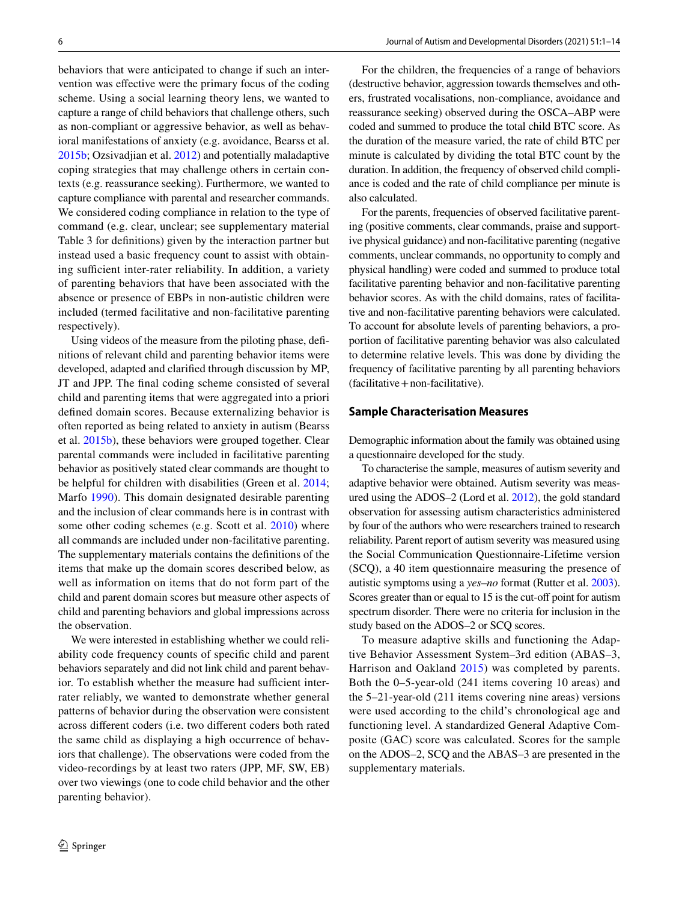behaviors that were anticipated to change if such an intervention was effective were the primary focus of the coding scheme. Using a social learning theory lens, we wanted to capture a range of child behaviors that challenge others, such as non-compliant or aggressive behavior, as well as behavioral manifestations of anxiety (e.g. avoidance, Bearss et al. 2015b; Ozsivadjian et al. 2012) and potentially maladaptive coping strategies that may challenge others in certain contexts (e.g. reassurance seeking). Furthermore, we wanted to capture compliance with parental and researcher commands. We considered coding compliance in relation to the type of command (e.g. clear, unclear; see supplementary material Table 3 for definitions) given by the interaction partner but instead used a basic frequency count to assist with obtaining sufficient inter-rater reliability. In addition, a variety of parenting behaviors that have been associated with the absence or presence of EBPs in non-autistic children were included (termed facilitative and non-facilitative parenting respectively).

Using videos of the measure from the piloting phase, definitions of relevant child and parenting behavior items were developed, adapted and clarified through discussion by MP, JT and JPP. The final coding scheme consisted of several child and parenting items that were aggregated into a priori defined domain scores. Because externalizing behavior is often reported as being related to anxiety in autism (Bearss et al. 2015b), these behaviors were grouped together. Clear parental commands were included in facilitative parenting behavior as positively stated clear commands are thought to be helpful for children with disabilities (Green et al. 2014; Marfo 1990). This domain designated desirable parenting and the inclusion of clear commands here is in contrast with some other coding schemes (e.g. Scott et al. 2010) where all commands are included under non-facilitative parenting. The supplementary materials contains the definitions of the items that make up the domain scores described below, as well as information on items that do not form part of the child and parent domain scores but measure other aspects of child and parenting behaviors and global impressions across the observation.

We were interested in establishing whether we could reliability code frequency counts of specific child and parent behaviors separately and did not link child and parent behavior. To establish whether the measure had sufficient interrater reliably, we wanted to demonstrate whether general patterns of behavior during the observation were consistent across different coders (i.e. two different coders both rated the same child as displaying a high occurrence of behaviors that challenge). The observations were coded from the video-recordings by at least two raters (JPP, MF, SW, EB) over two viewings (one to code child behavior and the other parenting behavior).

For the children, the frequencies of a range of behaviors (destructive behavior, aggression towards themselves and others, frustrated vocalisations, non-compliance, avoidance and reassurance seeking) observed during the OSCA–ABP were coded and summed to produce the total child BTC score. As the duration of the measure varied, the rate of child BTC per minute is calculated by dividing the total BTC count by the duration. In addition, the frequency of observed child compliance is coded and the rate of child compliance per minute is also calculated.

For the parents, frequencies of observed facilitative parenting (positive comments, clear commands, praise and supportive physical guidance) and non-facilitative parenting (negative comments, unclear commands, no opportunity to comply and physical handling) were coded and summed to produce total facilitative parenting behavior and non-facilitative parenting behavior scores. As with the child domains, rates of facilitative and non-facilitative parenting behaviors were calculated. To account for absolute levels of parenting behaviors, a proportion of facilitative parenting behavior was also calculated to determine relative levels. This was done by dividing the frequency of facilitative parenting by all parenting behaviors (facilitative + non-facilitative).

### Sample Characterisation Measures

Demographic information about the family was obtained using a questionnaire developed for the study.

To characterise the sample, measures of autism severity and adaptive behavior were obtained. Autism severity was measured using the ADOS–2 (Lord et al. 2012), the gold standard observation for assessing autism characteristics administered by four of the authors who were researchers trained to research reliability. Parent report of autism severity was measured using the Social Communication Questionnaire-Lifetime version (SCQ), a 40 item questionnaire measuring the presence of autistic symptoms using a *yes–no* format (Rutter et al. 2003). Scores greater than or equal to 15 is the cut-off point for autism spectrum disorder. There were no criteria for inclusion in the study based on the ADOS–2 or SCQ scores.

To measure adaptive skills and functioning the Adaptive Behavior Assessment System–3rd edition (ABAS–3, Harrison and Oakland 2015) was completed by parents. Both the 0–5-year-old (241 items covering 10 areas) and the 5–21-year-old (211 items covering nine areas) versions were used according to the child's chronological age and functioning level. A standardized General Adaptive Composite (GAC) score was calculated. Scores for the sample on the ADOS–2, SCQ and the ABAS–3 are presented in the supplementary materials.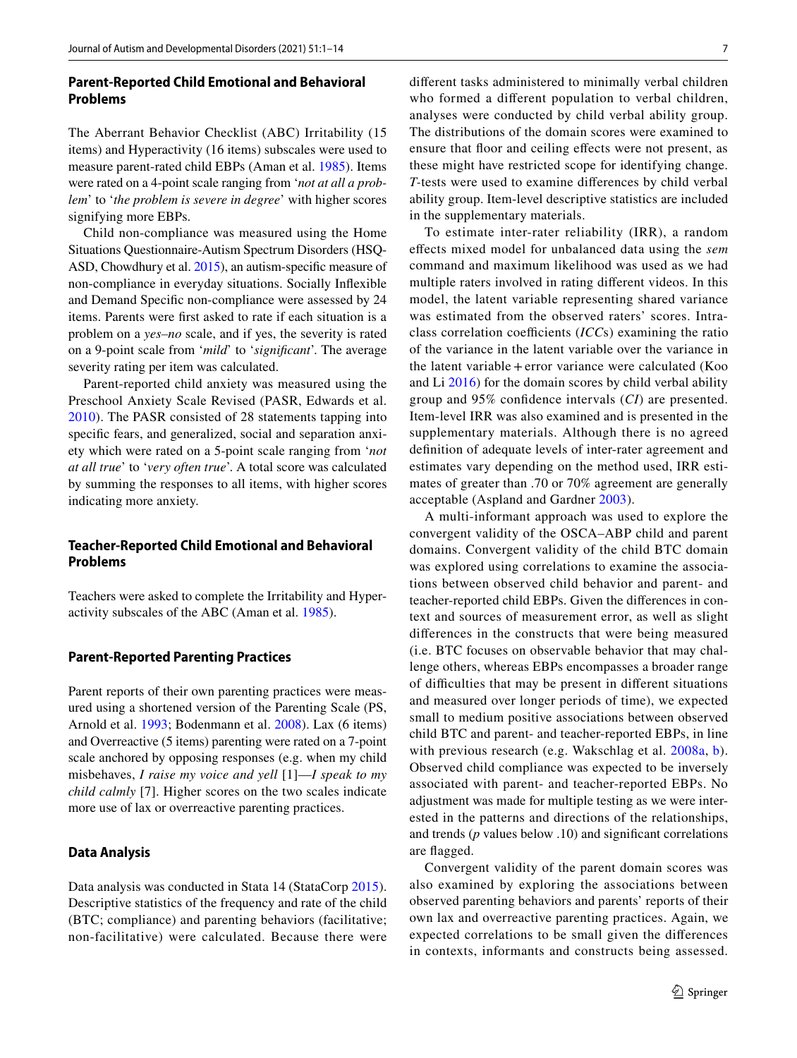### Parent-Reported Child Emotional and Behavioral Problems

The Aberrant Behavior Checklist (ABC) Irritability (15 items) and Hyperactivity (16 items) subscales were used to measure parent-rated child EBPs (Aman et al. 1985). Items were rated on a 4-point scale ranging from '*not at all a problem*' to '*the problem is severe in degree*' with higher scores signifying more EBPs.

Child non-compliance was measured using the Home Situations Questionnaire-Autism Spectrum Disorders (HSQ-ASD, Chowdhury et al. 2015), an autism-specific measure of non-compliance in everyday situations. Socially Inflexible and Demand Specific non-compliance were assessed by 24 items. Parents were first asked to rate if each situation is a problem on a *yes–no* scale, and if yes, the severity is rated on a 9-point scale from '*mild*' to '*significant*'. The average severity rating per item was calculated.

Parent-reported child anxiety was measured using the Preschool Anxiety Scale Revised (PASR, Edwards et al. 2010). The PASR consisted of 28 statements tapping into specific fears, and generalized, social and separation anxiety which were rated on a 5-point scale ranging from '*not at all true*' to '*very often true*'. A total score was calculated by summing the responses to all items, with higher scores indicating more anxiety.

### Teacher-Reported Child Emotional and Behavioral Problems

Teachers were asked to complete the Irritability and Hyperactivity subscales of the ABC (Aman et al. 1985).

### Parent-Reported Parenting Practices

Parent reports of their own parenting practices were measured using a shortened version of the Parenting Scale (PS, Arnold et al. 1993; Bodenmann et al. 2008). Lax (6 items) and Overreactive (5 items) parenting were rated on a 7-point scale anchored by opposing responses (e.g. when my child misbehaves, *I raise my voice and yell* [1]—*I speak to my child calmly* [7]. Higher scores on the two scales indicate more use of lax or overreactive parenting practices.

### Data Analysis

Data analysis was conducted in Stata 14 (StataCorp 2015). Descriptive statistics of the frequency and rate of the child (BTC; compliance) and parenting behaviors (facilitative; non-facilitative) were calculated. Because there were different tasks administered to minimally verbal children who formed a different population to verbal children, analyses were conducted by child verbal ability group. The distributions of the domain scores were examined to ensure that floor and ceiling effects were not present, as these might have restricted scope for identifying change. *T*-tests were used to examine differences by child verbal ability group. Item-level descriptive statistics are included in the supplementary materials.

To estimate inter-rater reliability (IRR), a random effects mixed model for unbalanced data using the *sem* command and maximum likelihood was used as we had multiple raters involved in rating different videos. In this model, the latent variable representing shared variance was estimated from the observed raters' scores. Intra-class correlation coefficients (*ICC*s) examining the ratio of the variance in the latent variable over the variance in the latent variable + error variance were calculated (Koo and Li 2016) for the domain scores by child verbal ability group and 95% confidence intervals (*CI*) are presented. Item-level IRR was also examined and is presented in the supplementary materials. Although there is no agreed definition of adequate levels of inter-rater agreement and estimates vary depending on the method used, IRR estimates of greater than .70 or 70% agreement are generally acceptable (Aspland and Gardner 2003).

A multi-informant approach was used to explore the convergent validity of the OSCA–ABP child and parent domains. Convergent validity of the child BTC domain was explored using correlations to examine the associations between observed child behavior and parent- and teacher-reported child EBPs. Given the differences in context and sources of measurement error, as well as slight differences in the constructs that were being measured (i.e. BTC focuses on observable behavior that may challenge others, whereas EBPs encompasses a broader range of difficulties that may be present in different situations and measured over longer periods of time), we expected small to medium positive associations between observed child BTC and parent- and teacher-reported EBPs, in line with previous research (e.g. Wakschlag et al. 2008a, b). Observed child compliance was expected to be inversely associated with parent- and teacher-reported EBPs. No adjustment was made for multiple testing as we were interested in the patterns and directions of the relationships, and trends (*p* values below .10) and significant correlations are flagged.

Convergent validity of the parent domain scores was also examined by exploring the associations between observed parenting behaviors and parents' reports of their own lax and overreactive parenting practices. Again, we expected correlations to be small given the differences in contexts, informants and constructs being assessed.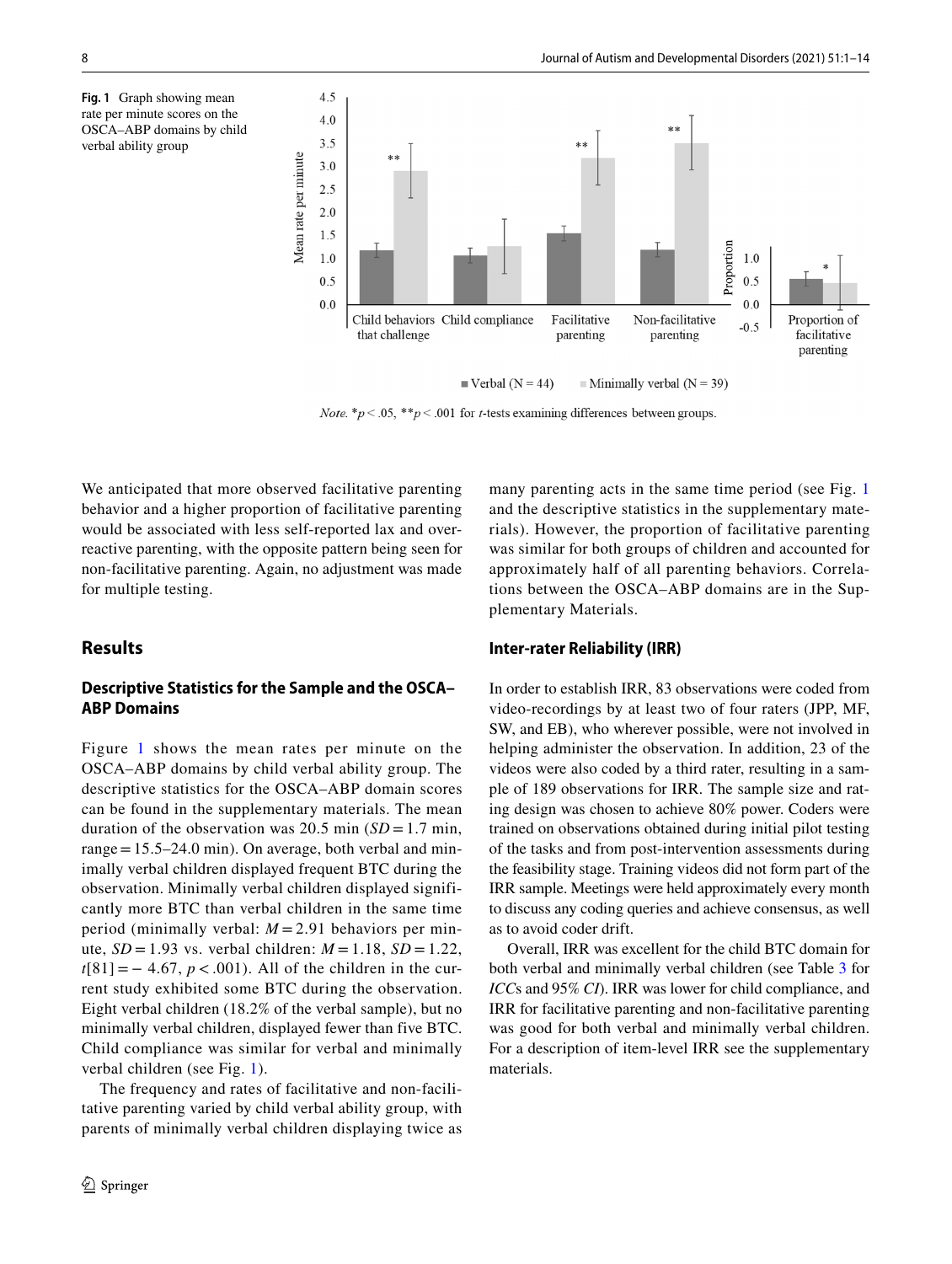**Fig. 1** Graph showing mean rate per minute scores on the OSCA–ABP domains by child verbal ability group

*Note.* *$p < .05$, **$p < .001$ for *t*-tests examining differences between groups.

We anticipated that more observed facilitative parenting behavior and a higher proportion of facilitative parenting would be associated with less self-reported lax and over-reactive parenting, with the opposite pattern being seen for non-facilitative parenting. Again, no adjustment was made for multiple testing.

## Results

### Descriptive Statistics for the Sample and the OSCA–ABP Domains

Figure 1 shows the mean rates per minute on the OSCA–ABP domains by child verbal ability group. The descriptive statistics for the OSCA–ABP domain scores can be found in the supplementary materials. The mean duration of the observation was 20.5 min ($SD = 1.7$ min, range = 15.5–24.0 min). On average, both verbal and minimally verbal children displayed frequent BTC during the observation. Minimally verbal children displayed significantly more BTC than verbal children in the same time period (minimally verbal: $M = 2.91$ behaviors per minute, $SD = 1.93$ vs. verbal children: $M = 1.18$, $SD = 1.22$, $t[81] = -4.67$, $p < .001$). All of the children in the current study exhibited some BTC during the observation. Eight verbal children (18.2% of the verbal sample), but no minimally verbal children, displayed fewer than five BTC. Child compliance was similar for verbal and minimally verbal children (see Fig. 1).

The frequency and rates of facilitative and non-facilitative parenting varied by child verbal ability group, with parents of minimally verbal children displaying twice as many parenting acts in the same time period (see Fig. 1 and the descriptive statistics in the supplementary materials). However, the proportion of facilitative parenting was similar for both groups of children and accounted for approximately half of all parenting behaviors. Correlations between the OSCA–ABP domains are in the Supplementary Materials.

### Inter-rater Reliability (IRR)

In order to establish IRR, 83 observations were coded from video-recordings by at least two of four raters (JPP, MF, SW, and EB), who wherever possible, were not involved in helping administer the observation. In addition, 23 of the videos were also coded by a third rater, resulting in a sample of 189 observations for IRR. The sample size and rating design was chosen to achieve 80% power. Coders were trained on observations obtained during initial pilot testing of the tasks and from post-intervention assessments during the feasibility stage. Training videos did not form part of the IRR sample. Meetings were held approximately every month to discuss any coding queries and achieve consensus, as well as to avoid coder drift.

Overall, IRR was excellent for the child BTC domain for both verbal and minimally verbal children (see Table 3 for *ICC*s and 95% *CI*). IRR was lower for child compliance, and IRR for facilitative parenting and non-facilitative parenting was good for both verbal and minimally verbal children. For a description of item-level IRR see the supplementary materials.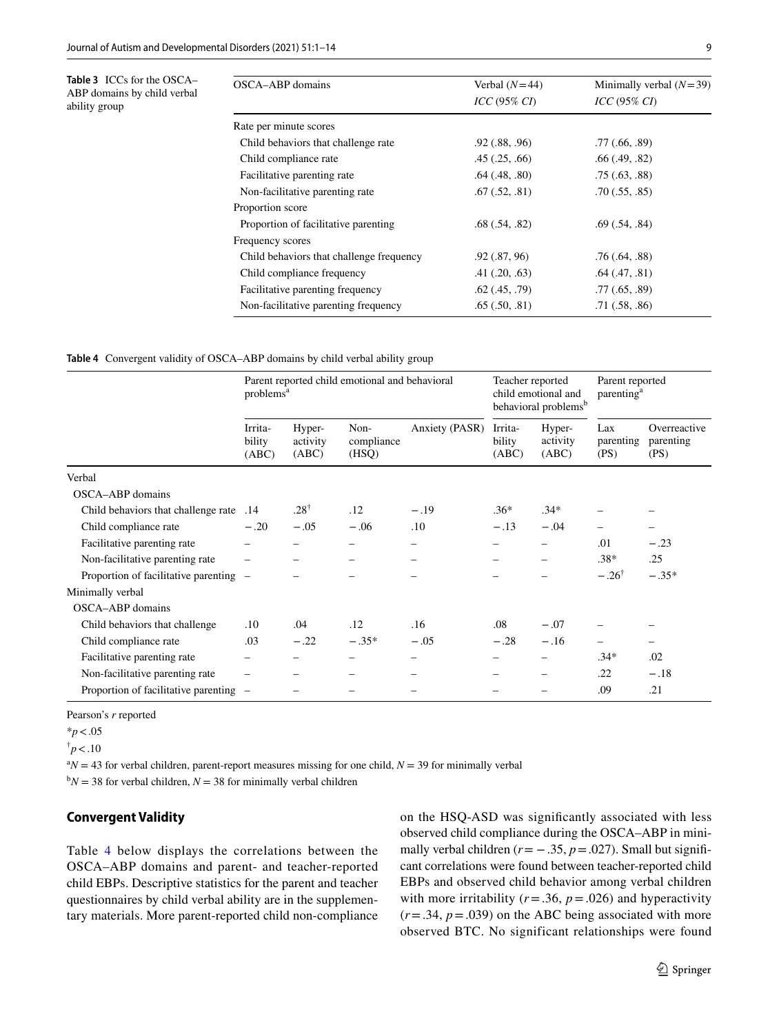**Table 3** ICCs for the OSCA–ABP domains by child verbal ability group

| OSCA–ABP domains | Verbal ($N=44$) *ICC* (95% *CI*) | Minimally verbal ($N=39$) *ICC* (95% *CI*) |
|---|---|---|
| Rate per minute scores | | |
| Child behaviors that challenge rate | .92 (.88, .96) | .77 (.66, .89) |
| Child compliance rate | .45 (.25, .66) | .66 (.49, .82) |
| Facilitative parenting rate | .64 (.48, .80) | .75 (.63, .88) |
| Non-facilitative parenting rate | .67 (.52, .81) | .70 (.55, .85) |
| Proportion score | | |
| Proportion of facilitative parenting | .68 (.54, .82) | .69 (.54, .84) |
| Frequency scores | | |
| Child behaviors that challenge frequency | .92 (.87, 96) | .76 (.64, .88) |
| Child compliance frequency | .41 (.20, .63) | .64 (.47, .81) |
| Facilitative parenting frequency | .62 (.45, .79) | .77 (.65, .89) |
| Non-facilitative parenting frequency | .65 (.50, .81) | .71 (.58, .86) |

**Table 4** Convergent validity of OSCA–ABP domains by child verbal ability group

| | Parent reported child emotional and behavioral problems[a] | | | | Teacher reported child emotional and behavioral problems[b] | | Parent reported parenting[a] | |
|---|---|---|---|---|---|---|---|---|
| | Irritability (ABC) | Hyperactivity (ABC) | Non-compliance (HSQ) | Anxiety (PASR) | Irritability (ABC) | Hyperactivity (ABC) | Lax parenting (PS) | Overreactive parenting (PS) |
| Verbal | | | | | | | | |
| OSCA–ABP domains | | | | | | | | |
| Child behaviors that challenge rate | .14 | .28[†] | .12 | − .19 | .36* | .34* | – | – |
| Child compliance rate | − .20 | − .05 | − .06 | .10 | − .13 | − .04 | – | – |
| Facilitative parenting rate | – | – | – | – | – | – | .01 | − .23 |
| Non-facilitative parenting rate | – | – | – | – | – | – | .38* | .25 |
| Proportion of facilitative parenting | – | – | – | – | – | – | − .26[†] | − .35* |
| Minimally verbal | | | | | | | | |
| OSCA–ABP domains | | | | | | | | |
| Child behaviors that challenge | .10 | .04 | .12 | .16 | .08 | − .07 | – | – |
| Child compliance rate | .03 | − .22 | − .35* | − .05 | − .28 | − .16 | – | – |
| Facilitative parenting rate | – | – | – | – | – | – | .34* | .02 |
| Non-facilitative parenting rate | – | – | – | – | – | – | .22 | − .18 |
| Proportion of facilitative parenting | – | – | – | – | – | – | .09 | .21 |

Pearson's *r* reported

*$p < .05$

[†]$p < .10$

[a]$N = 43$ for verbal children, parent-report measures missing for one child, $N = 39$ for minimally verbal

[b]$N = 38$ for verbal children, $N = 38$ for minimally verbal children

### Convergent Validity

Table 4 below displays the correlations between the OSCA–ABP domains and parent- and teacher-reported child EBPs. Descriptive statistics for the parent and teacher questionnaires by child verbal ability are in the supplementary materials. More parent-reported child non-compliance on the HSQ-ASD was significantly associated with less observed child compliance during the OSCA–ABP in minimally verbal children ($r = -.35$, $p = .027$). Small but significant correlations were found between teacher-reported child EBPs and observed child behavior among verbal children with more irritability ($r = .36$, $p = .026$) and hyperactivity ($r = .34$, $p = .039$) on the ABC being associated with more observed BTC. No significant relationships were found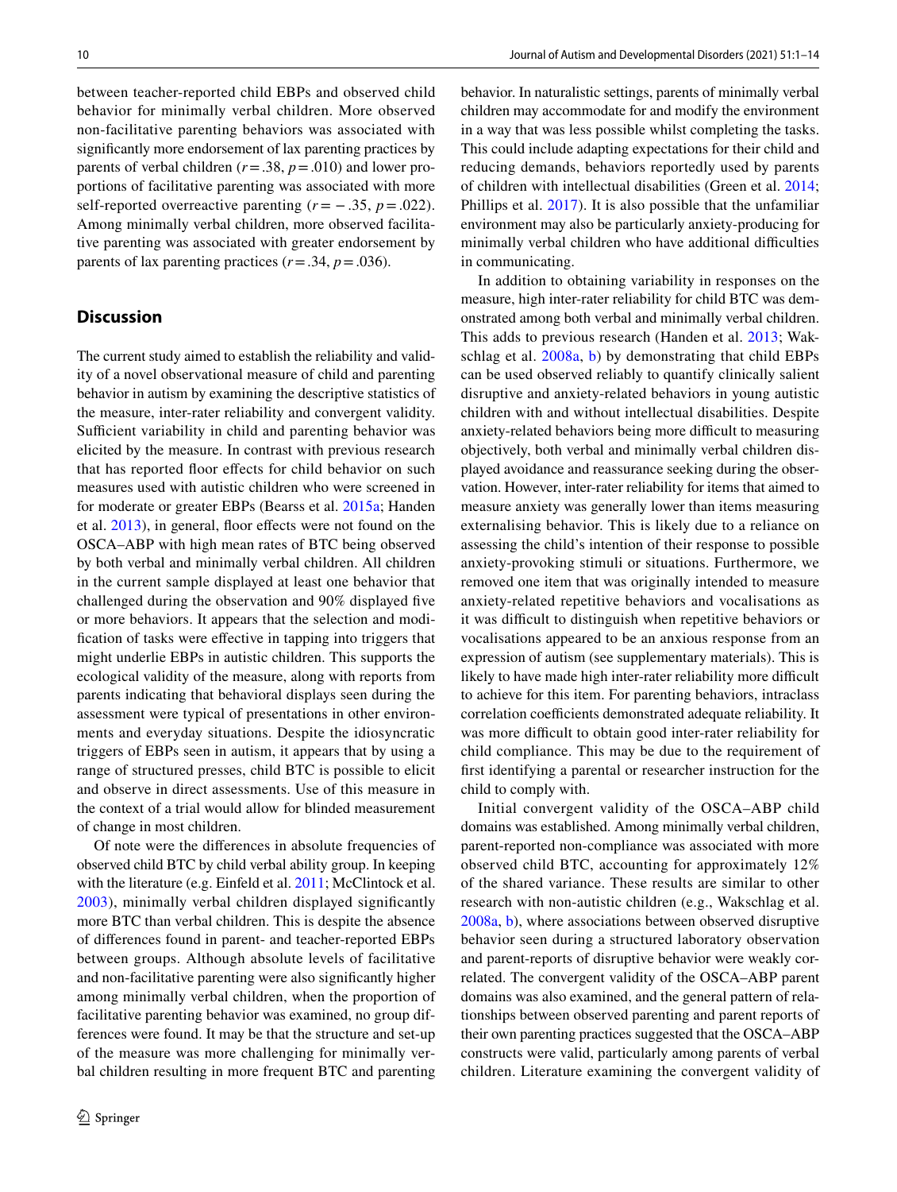between teacher-reported child EBPs and observed child behavior for minimally verbal children. More observed non-facilitative parenting behaviors was associated with significantly more endorsement of lax parenting practices by parents of verbal children ($r = .38$, $p = .010$) and lower proportions of facilitative parenting was associated with more self-reported overreactive parenting ($r = -.35$, $p = .022$). Among minimally verbal children, more observed facilitative parenting was associated with greater endorsement by parents of lax parenting practices ($r = .34$, $p = .036$).

## Discussion

The current study aimed to establish the reliability and validity of a novel observational measure of child and parenting behavior in autism by examining the descriptive statistics of the measure, inter-rater reliability and convergent validity. Sufficient variability in child and parenting behavior was elicited by the measure. In contrast with previous research that has reported floor effects for child behavior on such measures used with autistic children who were screened in for moderate or greater EBPs (Bearss et al. 2015a; Handen et al. 2013), in general, floor effects were not found on the OSCA–ABP with high mean rates of BTC being observed by both verbal and minimally verbal children. All children in the current sample displayed at least one behavior that challenged during the observation and 90% displayed five or more behaviors. It appears that the selection and modification of tasks were effective in tapping into triggers that might underlie EBPs in autistic children. This supports the ecological validity of the measure, along with reports from parents indicating that behavioral displays seen during the assessment were typical of presentations in other environments and everyday situations. Despite the idiosyncratic triggers of EBPs seen in autism, it appears that by using a range of structured presses, child BTC is possible to elicit and observe in direct assessments. Use of this measure in the context of a trial would allow for blinded measurement of change in most children.

Of note were the differences in absolute frequencies of observed child BTC by child verbal ability group. In keeping with the literature (e.g. Einfeld et al. 2011; McClintock et al. 2003), minimally verbal children displayed significantly more BTC than verbal children. This is despite the absence of differences found in parent- and teacher-reported EBPs between groups. Although absolute levels of facilitative and non-facilitative parenting were also significantly higher among minimally verbal children, when the proportion of facilitative parenting behavior was examined, no group differences were found. It may be that the structure and set-up of the measure was more challenging for minimally verbal children resulting in more frequent BTC and parenting behavior. In naturalistic settings, parents of minimally verbal children may accommodate for and modify the environment in a way that was less possible whilst completing the tasks. This could include adapting expectations for their child and reducing demands, behaviors reportedly used by parents of children with intellectual disabilities (Green et al. 2014; Phillips et al. 2017). It is also possible that the unfamiliar environment may also be particularly anxiety-producing for minimally verbal children who have additional difficulties in communicating.

In addition to obtaining variability in responses on the measure, high inter-rater reliability for child BTC was demonstrated among both verbal and minimally verbal children. This adds to previous research (Handen et al. 2013; Wakschlag et al. 2008a, b) by demonstrating that child EBPs can be used observed reliably to quantify clinically salient disruptive and anxiety-related behaviors in young autistic children with and without intellectual disabilities. Despite anxiety-related behaviors being more difficult to measuring objectively, both verbal and minimally verbal children displayed avoidance and reassurance seeking during the observation. However, inter-rater reliability for items that aimed to measure anxiety was generally lower than items measuring externalising behavior. This is likely due to a reliance on assessing the child's intention of their response to possible anxiety-provoking stimuli or situations. Furthermore, we removed one item that was originally intended to measure anxiety-related repetitive behaviors and vocalisations as it was difficult to distinguish when repetitive behaviors or vocalisations appeared to be an anxious response from an expression of autism (see supplementary materials). This is likely to have made high inter-rater reliability more difficult to achieve for this item. For parenting behaviors, intraclass correlation coefficients demonstrated adequate reliability. It was more difficult to obtain good inter-rater reliability for child compliance. This may be due to the requirement of first identifying a parental or researcher instruction for the child to comply with.

Initial convergent validity of the OSCA–ABP child domains was established. Among minimally verbal children, parent-reported non-compliance was associated with more observed child BTC, accounting for approximately 12% of the shared variance. These results are similar to other research with non-autistic children (e.g., Wakschlag et al. 2008a, b), where associations between observed disruptive behavior seen during a structured laboratory observation and parent-reports of disruptive behavior were weakly correlated. The convergent validity of the OSCA–ABP parent domains was also examined, and the general pattern of relationships between observed parenting and parent reports of their own parenting practices suggested that the OSCA–ABP constructs were valid, particularly among parents of verbal children. Literature examining the convergent validity of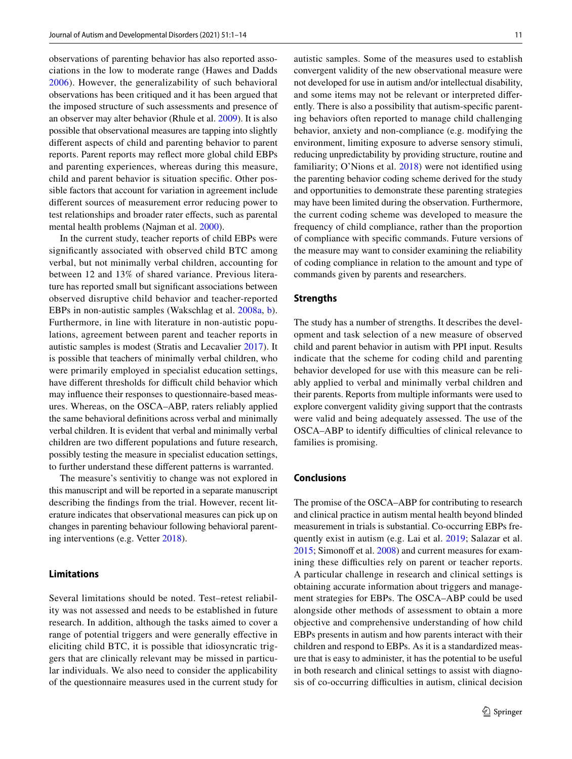observations of parenting behavior has also reported associations in the low to moderate range (Hawes and Dadds 2006). However, the generalizability of such behavioral observations has been critiqued and it has been argued that the imposed structure of such assessments and presence of an observer may alter behavior (Rhule et al. 2009). It is also possible that observational measures are tapping into slightly different aspects of child and parenting behavior to parent reports. Parent reports may reflect more global child EBPs and parenting experiences, whereas during this measure, child and parent behavior is situation specific. Other possible factors that account for variation in agreement include different sources of measurement error reducing power to test relationships and broader rater effects, such as parental mental health problems (Najman et al. 2000).

In the current study, teacher reports of child EBPs were significantly associated with observed child BTC among verbal, but not minimally verbal children, accounting for between 12 and 13% of shared variance. Previous literature has reported small but significant associations between observed disruptive child behavior and teacher-reported EBPs in non-autistic samples (Wakschlag et al. 2008a, b). Furthermore, in line with literature in non-autistic populations, agreement between parent and teacher reports in autistic samples is modest (Stratis and Lecavalier 2017). It is possible that teachers of minimally verbal children, who were primarily employed in specialist education settings, have different thresholds for difficult child behavior which may influence their responses to questionnaire-based measures. Whereas, on the OSCA–ABP, raters reliably applied the same behavioral definitions across verbal and minimally verbal children. It is evident that verbal and minimally verbal children are two different populations and future research, possibly testing the measure in specialist education settings, to further understand these different patterns is warranted.

The measure's sentivitiy to change was not explored in this manuscript and will be reported in a separate manuscript describing the findings from the trial. However, recent literature indicates that observational measures can pick up on changes in parenting behaviour following behavioral parenting interventions (e.g. Vetter 2018).

## Limitations

Several limitations should be noted. Test–retest reliability was not assessed and needs to be established in future research. In addition, although the tasks aimed to cover a range of potential triggers and were generally effective in eliciting child BTC, it is possible that idiosyncratic triggers that are clinically relevant may be missed in particular individuals. We also need to consider the applicability of the questionnaire measures used in the current study for autistic samples. Some of the measures used to establish convergent validity of the new observational measure were not developed for use in autism and/or intellectual disability, and some items may not be relevant or interpreted differently. There is also a possibility that autism-specific parenting behaviors often reported to manage child challenging behavior, anxiety and non-compliance (e.g. modifying the environment, limiting exposure to adverse sensory stimuli, reducing unpredictability by providing structure, routine and familiarity; O'Nions et al. 2018) were not identified using the parenting behavior coding scheme derived for the study and opportunities to demonstrate these parenting strategies may have been limited during the observation. Furthermore, the current coding scheme was developed to measure the frequency of child compliance, rather than the proportion of compliance with specific commands. Future versions of the measure may want to consider examining the reliability of coding compliance in relation to the amount and type of commands given by parents and researchers.

## Strengths

The study has a number of strengths. It describes the development and task selection of a new measure of observed child and parent behavior in autism with PPI input. Results indicate that the scheme for coding child and parenting behavior developed for use with this measure can be reliably applied to verbal and minimally verbal children and their parents. Reports from multiple informants were used to explore convergent validity giving support that the contrasts were valid and being adequately assessed. The use of the OSCA–ABP to identify difficulties of clinical relevance to families is promising.

## Conclusions

The promise of the OSCA–ABP for contributing to research and clinical practice in autism mental health beyond blinded measurement in trials is substantial. Co-occurring EBPs frequently exist in autism (e.g. Lai et al. 2019; Salazar et al. 2015; Simonoff et al. 2008) and current measures for examining these difficulties rely on parent or teacher reports. A particular challenge in research and clinical settings is obtaining accurate information about triggers and management strategies for EBPs. The OSCA–ABP could be used alongside other methods of assessment to obtain a more objective and comprehensive understanding of how child EBPs presents in autism and how parents interact with their children and respond to EBPs. As it is a standardized measure that is easy to administer, it has the potential to be useful in both research and clinical settings to assist with diagnosis of co-occurring difficulties in autism, clinical decision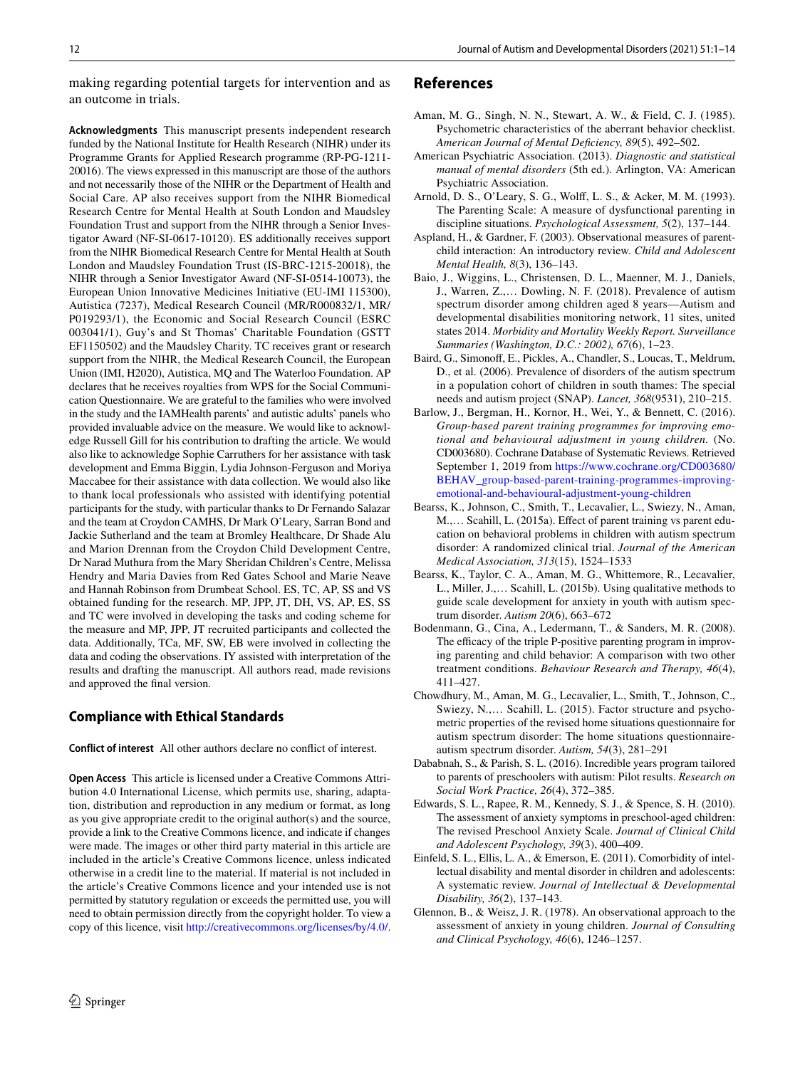making regarding potential targets for intervention and as an outcome in trials.

**Acknowledgments** This manuscript presents independent research funded by the National Institute for Health Research (NIHR) under its Programme Grants for Applied Research programme (RP-PG-1211-20016). The views expressed in this manuscript are those of the authors and not necessarily those of the NIHR or the Department of Health and Social Care. AP also receives support from the NIHR Biomedical Research Centre for Mental Health at South London and Maudsley Foundation Trust and support from the NIHR through a Senior Investigator Award (NF-SI-0617-10120). ES additionally receives support from the NIHR Biomedical Research Centre for Mental Health at South London and Maudsley Foundation Trust (IS-BRC-1215-20018), the NIHR through a Senior Investigator Award (NF-SI-0514-10073), the European Union Innovative Medicines Initiative (EU-IMI 115300), Autistica (7237), Medical Research Council (MR/R000832/1, MR/P019293/1), the Economic and Social Research Council (ESRC 003041/1), Guy's and St Thomas' Charitable Foundation (GSTT EF1150502) and the Maudsley Charity. TC receives grant or research support from the NIHR, the Medical Research Council, the European Union (IMI, H2020), Autistica, MQ and The Waterloo Foundation. AP declares that he receives royalties from WPS for the Social Communication Questionnaire. We are grateful to the families who were involved in the study and the IAMHealth parents' and autistic adults' panels who provided invaluable advice on the measure. We would like to acknowledge Russell Gill for his contribution to drafting the article. We would also like to acknowledge Sophie Carruthers for her assistance with task development and Emma Biggin, Lydia Johnson-Ferguson and Moriya Maccabee for their assistance with data collection. We would also like to thank local professionals who assisted with identifying potential participants for the study, with particular thanks to Dr Fernando Salazar and the team at Croydon CAMHS, Dr Mark O'Leary, Sarran Bond and Jackie Sutherland and the team at Bromley Healthcare, Dr Shade Alu and Marion Drennan from the Croydon Child Development Centre, Dr Narad Muthura from the Mary Sheridan Children's Centre, Melissa Hendry and Maria Davies from Red Gates School and Marie Neave and Hannah Robinson from Drumbeat School. ES, TC, AP, SS and VS obtained funding for the research. MP, JPP, JT, DH, VS, AP, ES, SS and TC were involved in developing the tasks and coding scheme for the measure and MP, JPP, JT recruited participants and collected the data. Additionally, TCa, MF, SW, EB were involved in collecting the data and coding the observations. IY assisted with interpretation of the results and drafting the manuscript. All authors read, made revisions and approved the final version.

## Compliance with Ethical Standards

**Conflict of interest** All other authors declare no conflict of interest.

**Open Access** This article is licensed under a Creative Commons Attribution 4.0 International License, which permits use, sharing, adaptation, distribution and reproduction in any medium or format, as long as you give appropriate credit to the original author(s) and the source, provide a link to the Creative Commons licence, and indicate if changes were made. The images or other third party material in this article are included in the article's Creative Commons licence, unless indicated otherwise in a credit line to the material. If material is not included in the article's Creative Commons licence and your intended use is not permitted by statutory regulation or exceeds the permitted use, you will need to obtain permission directly from the copyright holder. To view a copy of this licence, visit http://creativecommons.org/licenses/by/4.0/.

## References

Aman, M. G., Singh, N. N., Stewart, A. W., & Field, C. J. (1985). Psychometric characteristics of the aberrant behavior checklist. *American Journal of Mental Deficiency, 89*(5), 492–502.

American Psychiatric Association. (2013). *Diagnostic and statistical manual of mental disorders* (5th ed.). Arlington, VA: American Psychiatric Association.

Arnold, D. S., O'Leary, S. G., Wolff, L. S., & Acker, M. M. (1993). The Parenting Scale: A measure of dysfunctional parenting in discipline situations. *Psychological Assessment, 5*(2), 137–144.

Aspland, H., & Gardner, F. (2003). Observational measures of parent-child interaction: An introductory review. *Child and Adolescent Mental Health, 8*(3), 136–143.

Baio, J., Wiggins, L., Christensen, D. L., Maenner, M. J., Daniels, J., Warren, Z.,… Dowling, N. F. (2018). Prevalence of autism spectrum disorder among children aged 8 years—Autism and developmental disabilities monitoring network, 11 sites, united states 2014. *Morbidity and Mortality Weekly Report. Surveillance Summaries (Washington, D.C.: 2002), 67*(6), 1–23.

Baird, G., Simonoff, E., Pickles, A., Chandler, S., Loucas, T., Meldrum, D., et al. (2006). Prevalence of disorders of the autism spectrum in a population cohort of children in south thames: The special needs and autism project (SNAP). *Lancet, 368*(9531), 210–215.

Barlow, J., Bergman, H., Kornor, H., Wei, Y., & Bennett, C. (2016). *Group-based parent training programmes for improving emotional and behavioural adjustment in young children.* (No. CD003680). Cochrane Database of Systematic Reviews. Retrieved September 1, 2019 from https://www.cochrane.org/CD003680/BEHAV_group-based-parent-training-programmes-improving-emotional-and-behavioural-adjustment-young-children

Bearss, K., Johnson, C., Smith, T., Lecavalier, L., Swiezy, N., Aman, M.,… Scahill, L. (2015a). Effect of parent training vs parent education on behavioral problems in children with autism spectrum disorder: A randomized clinical trial. *Journal of the American Medical Association, 313*(15), 1524–1533

Bearss, K., Taylor, C. A., Aman, M. G., Whittemore, R., Lecavalier, L., Miller, J.,… Scahill, L. (2015b). Using qualitative methods to guide scale development for anxiety in youth with autism spectrum disorder. *Autism 20*(6), 663–672

Bodenmann, G., Cina, A., Ledermann, T., & Sanders, M. R. (2008). The efficacy of the triple P-positive parenting program in improving parenting and child behavior: A comparison with two other treatment conditions. *Behaviour Research and Therapy, 46*(4), 411–427.

Chowdhury, M., Aman, M. G., Lecavalier, L., Smith, T., Johnson, C., Swiezy, N.,… Scahill, L. (2015). Factor structure and psychometric properties of the revised home situations questionnaire for autism spectrum disorder: The home situations questionnaire-autism spectrum disorder. *Autism, 54*(3), 281–291

Dababnah, S., & Parish, S. L. (2016). Incredible years program tailored to parents of preschoolers with autism: Pilot results. *Research on Social Work Practice, 26*(4), 372–385.

Edwards, S. L., Rapee, R. M., Kennedy, S. J., & Spence, S. H. (2010). The assessment of anxiety symptoms in preschool-aged children: The revised Preschool Anxiety Scale. *Journal of Clinical Child and Adolescent Psychology, 39*(3), 400–409.

Einfeld, S. L., Ellis, L. A., & Emerson, E. (2011). Comorbidity of intellectual disability and mental disorder in children and adolescents: A systematic review. *Journal of Intellectual & Developmental Disability, 36*(2), 137–143.

Glennon, B., & Weisz, J. R. (1978). An observational approach to the assessment of anxiety in young children. *Journal of Consulting and Clinical Psychology, 46*(6), 1246–1257.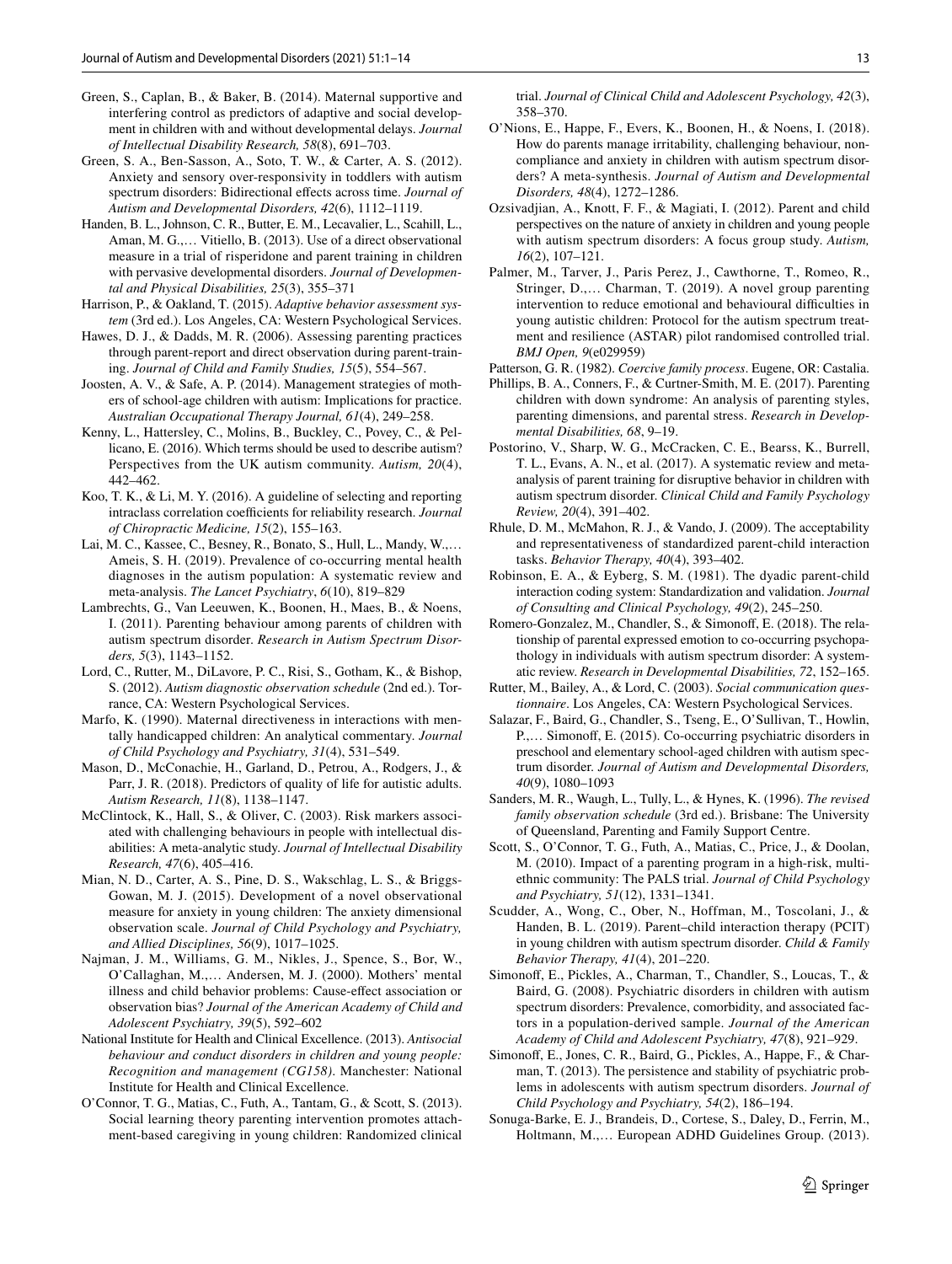Green, S., Caplan, B., & Baker, B. (2014). Maternal supportive and interfering control as predictors of adaptive and social development in children with and without developmental delays. *Journal of Intellectual Disability Research, 58*(8), 691–703.

Green, S. A., Ben-Sasson, A., Soto, T. W., & Carter, A. S. (2012). Anxiety and sensory over-responsivity in toddlers with autism spectrum disorders: Bidirectional effects across time. *Journal of Autism and Developmental Disorders, 42*(6), 1112–1119.

Handen, B. L., Johnson, C. R., Butter, E. M., Lecavalier, L., Scahill, L., Aman, M. G.,… Vitiello, B. (2013). Use of a direct observational measure in a trial of risperidone and parent training in children with pervasive developmental disorders. *Journal of Developmental and Physical Disabilities, 25*(3), 355–371

Harrison, P., & Oakland, T. (2015). *Adaptive behavior assessment system* (3rd ed.). Los Angeles, CA: Western Psychological Services.

Hawes, D. J., & Dadds, M. R. (2006). Assessing parenting practices through parent-report and direct observation during parent-training. *Journal of Child and Family Studies, 15*(5), 554–567.

Joosten, A. V., & Safe, A. P. (2014). Management strategies of mothers of school-age children with autism: Implications for practice. *Australian Occupational Therapy Journal, 61*(4), 249–258.

Kenny, L., Hattersley, C., Molins, B., Buckley, C., Povey, C., & Pellicano, E. (2016). Which terms should be used to describe autism? Perspectives from the UK autism community. *Autism, 20*(4), 442–462.

Koo, T. K., & Li, M. Y. (2016). A guideline of selecting and reporting intraclass correlation coefficients for reliability research. *Journal of Chiropractic Medicine, 15*(2), 155–163.

Lai, M. C., Kassee, C., Besney, R., Bonato, S., Hull, L., Mandy, W.,… Ameis, S. H. (2019). Prevalence of co-occurring mental health diagnoses in the autism population: A systematic review and meta-analysis. *The Lancet Psychiatry*, *6*(10), 819–829

Lambrechts, G., Van Leeuwen, K., Boonen, H., Maes, B., & Noens, I. (2011). Parenting behaviour among parents of children with autism spectrum disorder. *Research in Autism Spectrum Disorders, 5*(3), 1143–1152.

Lord, C., Rutter, M., DiLavore, P. C., Risi, S., Gotham, K., & Bishop, S. (2012). *Autism diagnostic observation schedule* (2nd ed.). Torrance, CA: Western Psychological Services.

Marfo, K. (1990). Maternal directiveness in interactions with mentally handicapped children: An analytical commentary. *Journal of Child Psychology and Psychiatry, 31*(4), 531–549.

Mason, D., McConachie, H., Garland, D., Petrou, A., Rodgers, J., & Parr, J. R. (2018). Predictors of quality of life for autistic adults. *Autism Research, 11*(8), 1138–1147.

McClintock, K., Hall, S., & Oliver, C. (2003). Risk markers associated with challenging behaviours in people with intellectual disabilities: A meta-analytic study. *Journal of Intellectual Disability Research, 47*(6), 405–416.

Mian, N. D., Carter, A. S., Pine, D. S., Wakschlag, L. S., & Briggs-Gowan, M. J. (2015). Development of a novel observational measure for anxiety in young children: The anxiety dimensional observation scale. *Journal of Child Psychology and Psychiatry, and Allied Disciplines, 56*(9), 1017–1025.

Najman, J. M., Williams, G. M., Nikles, J., Spence, S., Bor, W., O'Callaghan, M.,… Andersen, M. J. (2000). Mothers' mental illness and child behavior problems: Cause-effect association or observation bias? *Journal of the American Academy of Child and Adolescent Psychiatry, 39*(5), 592–602

National Institute for Health and Clinical Excellence. (2013). *Antisocial behaviour and conduct disorders in children and young people: Recognition and management (CG158)*. Manchester: National Institute for Health and Clinical Excellence.

O'Connor, T. G., Matias, C., Futh, A., Tantam, G., & Scott, S. (2013). Social learning theory parenting intervention promotes attachment-based caregiving in young children: Randomized clinical trial. *Journal of Clinical Child and Adolescent Psychology, 42*(3), 358–370.

O'Nions, E., Happe, F., Evers, K., Boonen, H., & Noens, I. (2018). How do parents manage irritability, challenging behaviour, noncompliance and anxiety in children with autism spectrum disorders? A meta-synthesis. *Journal of Autism and Developmental Disorders, 48*(4), 1272–1286.

Ozsivadjian, A., Knott, F. F., & Magiati, I. (2012). Parent and child perspectives on the nature of anxiety in children and young people with autism spectrum disorders: A focus group study. *Autism, 16*(2), 107–121.

Palmer, M., Tarver, J., Paris Perez, J., Cawthorne, T., Romeo, R., Stringer, D.,… Charman, T. (2019). A novel group parenting intervention to reduce emotional and behavioural difficulties in young autistic children: Protocol for the autism spectrum treatment and resilience (ASTAR) pilot randomised controlled trial. *BMJ Open, 9*(e029959)

Patterson, G. R. (1982). *Coercive family process*. Eugene, OR: Castalia.

Phillips, B. A., Conners, F., & Curtner-Smith, M. E. (2017). Parenting children with down syndrome: An analysis of parenting styles, parenting dimensions, and parental stress. *Research in Developmental Disabilities, 68*, 9–19.

Postorino, V., Sharp, W. G., McCracken, C. E., Bearss, K., Burrell, T. L., Evans, A. N., et al. (2017). A systematic review and meta-analysis of parent training for disruptive behavior in children with autism spectrum disorder. *Clinical Child and Family Psychology Review, 20*(4), 391–402.

Rhule, D. M., McMahon, R. J., & Vando, J. (2009). The acceptability and representativeness of standardized parent-child interaction tasks. *Behavior Therapy, 40*(4), 393–402.

Robinson, E. A., & Eyberg, S. M. (1981). The dyadic parent-child interaction coding system: Standardization and validation. *Journal of Consulting and Clinical Psychology, 49*(2), 245–250.

Romero-Gonzalez, M., Chandler, S., & Simonoff, E. (2018). The relationship of parental expressed emotion to co-occurring psychopathology in individuals with autism spectrum disorder: A systematic review. *Research in Developmental Disabilities, 72*, 152–165.

Rutter, M., Bailey, A., & Lord, C. (2003). *Social communication questionnaire*. Los Angeles, CA: Western Psychological Services.

Salazar, F., Baird, G., Chandler, S., Tseng, E., O'Sullivan, T., Howlin, P.,… Simonoff, E. (2015). Co-occurring psychiatric disorders in preschool and elementary school-aged children with autism spectrum disorder. *Journal of Autism and Developmental Disorders, 40*(9), 1080–1093

Sanders, M. R., Waugh, L., Tully, L., & Hynes, K. (1996). *The revised family observation schedule* (3rd ed.). Brisbane: The University of Queensland, Parenting and Family Support Centre.

Scott, S., O'Connor, T. G., Futh, A., Matias, C., Price, J., & Doolan, M. (2010). Impact of a parenting program in a high-risk, multi-ethnic community: The PALS trial. *Journal of Child Psychology and Psychiatry, 51*(12), 1331–1341.

Scudder, A., Wong, C., Ober, N., Hoffman, M., Toscolani, J., & Handen, B. L. (2019). Parent–child interaction therapy (PCIT) in young children with autism spectrum disorder. *Child & Family Behavior Therapy, 41*(4), 201–220.

Simonoff, E., Pickles, A., Charman, T., Chandler, S., Loucas, T., & Baird, G. (2008). Psychiatric disorders in children with autism spectrum disorders: Prevalence, comorbidity, and associated factors in a population-derived sample. *Journal of the American Academy of Child and Adolescent Psychiatry, 47*(8), 921–929.

Simonoff, E., Jones, C. R., Baird, G., Pickles, A., Happe, F., & Charman, T. (2013). The persistence and stability of psychiatric problems in adolescents with autism spectrum disorders. *Journal of Child Psychology and Psychiatry, 54*(2), 186–194.

Sonuga-Barke, E. J., Brandeis, D., Cortese, S., Daley, D., Ferrin, M., Holtmann, M.,… European ADHD Guidelines Group. (2013).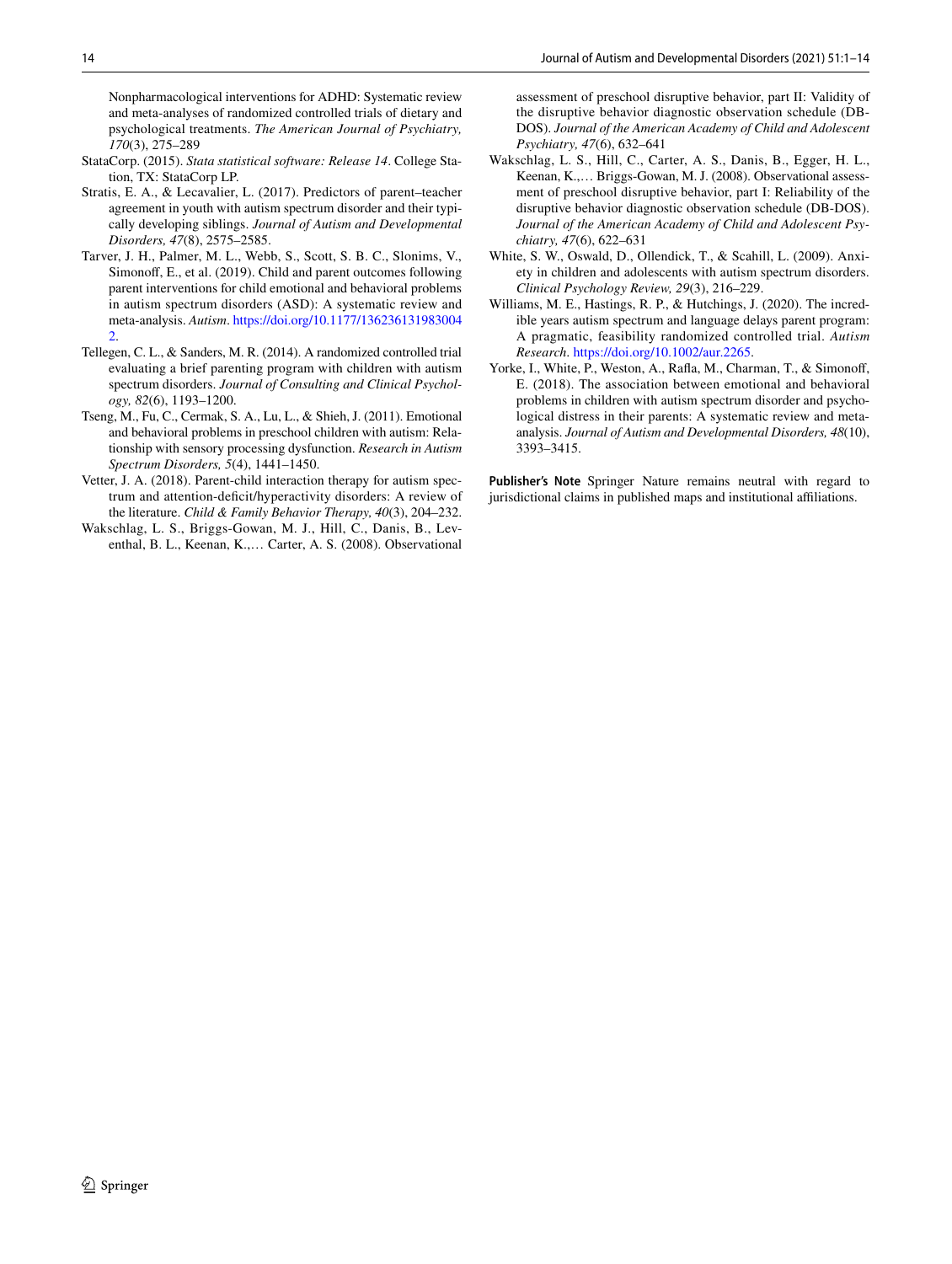Nonpharmacological interventions for ADHD: Systematic review and meta-analyses of randomized controlled trials of dietary and psychological treatments. *The American Journal of Psychiatry, 170*(3), 275–289

StataCorp. (2015). *Stata statistical software: Release 14*. College Station, TX: StataCorp LP.

Stratis, E. A., & Lecavalier, L. (2017). Predictors of parent–teacher agreement in youth with autism spectrum disorder and their typically developing siblings. *Journal of Autism and Developmental Disorders, 47*(8), 2575–2585.

Tarver, J. H., Palmer, M. L., Webb, S., Scott, S. B. C., Slonims, V., Simonoff, E., et al. (2019). Child and parent outcomes following parent interventions for child emotional and behavioral problems in autism spectrum disorders (ASD): A systematic review and meta-analysis. *Autism*. https://doi.org/10.1177/1362361319830042.

Tellegen, C. L., & Sanders, M. R. (2014). A randomized controlled trial evaluating a brief parenting program with children with autism spectrum disorders. *Journal of Consulting and Clinical Psychology, 82*(6), 1193–1200.

Tseng, M., Fu, C., Cermak, S. A., Lu, L., & Shieh, J. (2011). Emotional and behavioral problems in preschool children with autism: Relationship with sensory processing dysfunction. *Research in Autism Spectrum Disorders, 5*(4), 1441–1450.

Vetter, J. A. (2018). Parent-child interaction therapy for autism spectrum and attention-deficit/hyperactivity disorders: A review of the literature. *Child & Family Behavior Therapy, 40*(3), 204–232.

Wakschlag, L. S., Briggs-Gowan, M. J., Hill, C., Danis, B., Leventhal, B. L., Keenan, K.,… Carter, A. S. (2008). Observational assessment of preschool disruptive behavior, part II: Validity of the disruptive behavior diagnostic observation schedule (DB-DOS). *Journal of the American Academy of Child and Adolescent Psychiatry, 47*(6), 632–641

Wakschlag, L. S., Hill, C., Carter, A. S., Danis, B., Egger, H. L., Keenan, K.,… Briggs-Gowan, M. J. (2008). Observational assessment of preschool disruptive behavior, part I: Reliability of the disruptive behavior diagnostic observation schedule (DB-DOS). *Journal of the American Academy of Child and Adolescent Psychiatry, 47*(6), 622–631

White, S. W., Oswald, D., Ollendick, T., & Scahill, L. (2009). Anxiety in children and adolescents with autism spectrum disorders. *Clinical Psychology Review, 29*(3), 216–229.

Williams, M. E., Hastings, R. P., & Hutchings, J. (2020). The incredible years autism spectrum and language delays parent program: A pragmatic, feasibility randomized controlled trial. *Autism Research*. https://doi.org/10.1002/aur.2265.

Yorke, I., White, P., Weston, A., Rafla, M., Charman, T., & Simonoff, E. (2018). The association between emotional and behavioral problems in children with autism spectrum disorder and psychological distress in their parents: A systematic review and meta-analysis. *Journal of Autism and Developmental Disorders, 48*(10), 3393–3415.

**Publisher's Note** Springer Nature remains neutral with regard to jurisdictional claims in published maps and institutional affiliations.